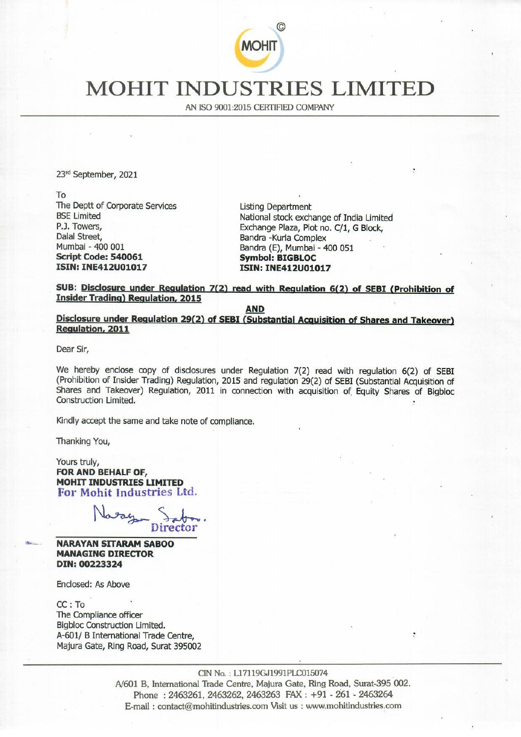# MOHIT INDUSTRIES LIMITED

AN ISO 9001:2015 CERTIFIED COMPANY

23rd September, 2021

To

The Deptt of Corporate Services
BSE Limited
P.J. Towers,
Dalal Street,
Mumbai - 400 001
**Script Code: 540061**
**ISIN: INE412U01017**

Listing Department
National stock exchange of India Limited
Exchange Plaza, Plot no. C/1, G Block,
Bandra -Kurla Complex
Bandra (E), Mumbai - 400 051
**Symbol: BIGBLOC**
**ISIN: INE412U01017**

**SUB: Disclosure under Regulation 7(2) read with Regulation 6(2) of SEBI (Prohibition of Insider Trading) Regulation, 2015**

**AND**

**Disclosure under Regulation 29(2) of SEBI (Substantial Acquisition of Shares and Takeover) Regulation, 2011**

Dear Sir,

We hereby enclose copy of disclosures under Regulation 7(2) read with regulation 6(2) of SEBI (Prohibition of Insider Trading) Regulation, 2015 and regulation 29(2) of SEBI (Substantial Acquisition of Shares and Takeover) Regulation, 2011 in connection with acquisition of Equity Shares of Bigbloc Construction Limited.

Kindly accept the same and take note of compliance.

Thanking You,

Yours truly,
**FOR AND BEHALF OF,**
**MOHIT INDUSTRIES LIMITED**
For Mohit Industries Ltd.

Director

**NARAYAN SITARAM SABOO**
**MANAGING DIRECTOR**
**DIN: 00223324**

Enclosed: As Above

CC : To
The Compliance officer
Bigbloc Construction Limited.
A-601/ B International Trade Centre,
Majura Gate, Ring Road, Surat 395002

CIN No. : L17119GJ1991PLC015074
A/601 B, International Trade Centre, Majura Gate, Ring Road, Surat-395 002.
Phone : 2463261, 2463262, 2463263 FAX : +91 - 261 - 2463264
E-mail : contact@mohitindustries.com Visit us : www.mohitindustries.com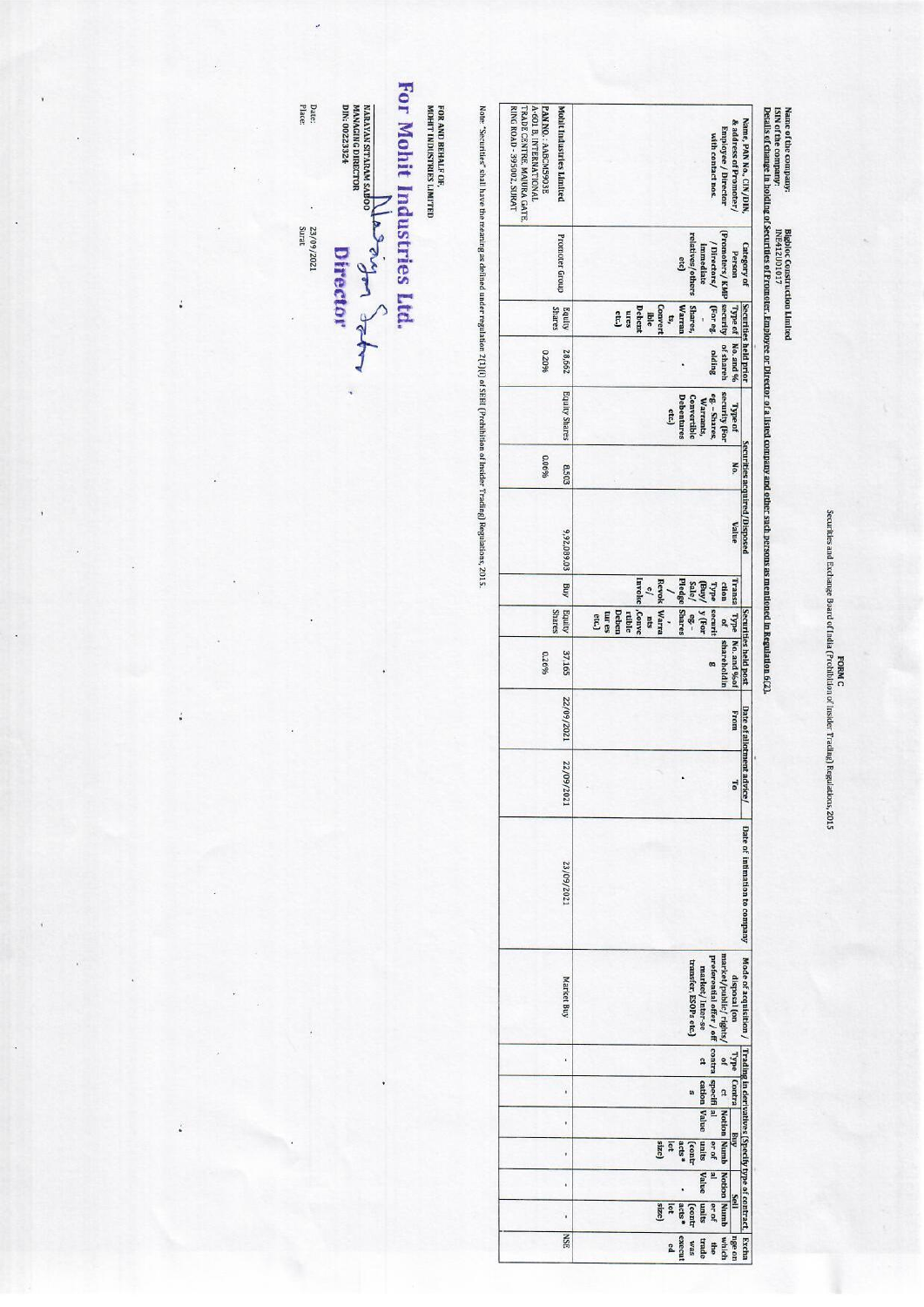**FORM C**

Securities and Exchange Board of India (Prohibition of Insider Trading) Regulations, 2015

Name of the company: Bigbloc Construction Limited

ISIN of the company: INE412U01017

Details of change in holding of Securities of Promoter, Employee or Director of a listed company and other such persons as mentioned in Regulation 6(2).

| Name, PAN No., CIN/DIN, & address of Promoter/ Employee / Director with contact nos. | Category of Person (Promoters/ KMP / Directors/ Immediate relatives/others etc.) | Securities held prior to acquisition/disposal | | Securities acquired/Disposed | | | | Securities held post acquisition/disposal | | Date of allotment advice/ acquisition of shares/ sale of shares specify | | Date of intimation to company | Mode of acquisition / disposal (on market/public/ rights/ preferential offer / off market/ Inter-se transfer, ESOPs etc.) | Trading in derivatives (Specify type of contract, Futures or Options etc) | | | | | | Exchange on which the trade was executed |
|---|---|---|---|---|---|---|---|---|---|---|---|---|---|---|---|---|---|---|---|---|
| | | Type of security (For eg. – Shares, Warrants, Convertible Debentures etc.) | No. and % of shareholding | Type of security (For eg. – Shares, Warrants, Convertible Debentures etc.) | No. | Value | Transaction Type (Buy/ Sale/ Pledge / Revoke/ Invoke) | Type of security (For eg. – Shares, Warrants, Convertible Debentures etc.) | No. and % of shareholding | From | To | | | Type of contract | Contract specifications | Buy | | Sell | | |
| | | | | | | | | | | | | | | | | Notional Value | Number of units (contracts * lot size) | Notional Value | Number of units (contracts * lot size) | |
| Mohit Industries Limited<br>PAN NO. : AABCM5903E<br>A-601 B, INTERNATIONAL TRADE CENTRE, MAJURA GATE, RING ROAD - 395002, SURAT | Promoter Group | Equity Shares | 28,662<br>0.20% | Equity Shares | 8,503<br>0.06% | 9,92,089.03 | Buy | Equity Shares | 37,165<br>0.26% | 22/09/2021 | 22/09/2021 | 23/09/2021 | Market Buy | - | - | - | - | - | - | NSE |

Note: "Securities" shall have the meaning as defined under regulation 2(1)(i) of SEBI (Prohibition of Insider Trading) Regulations, 2015.

FOR AND BEHALF OF,
MOHIT INDUSTRIES LIMITED

For Mohit Industries Ltd.

Director

NARAYAN SITARAM SABOO
MANAGING DIRECTOR
DIN: 00223324

Date: 23/09/2021
Place: Surat